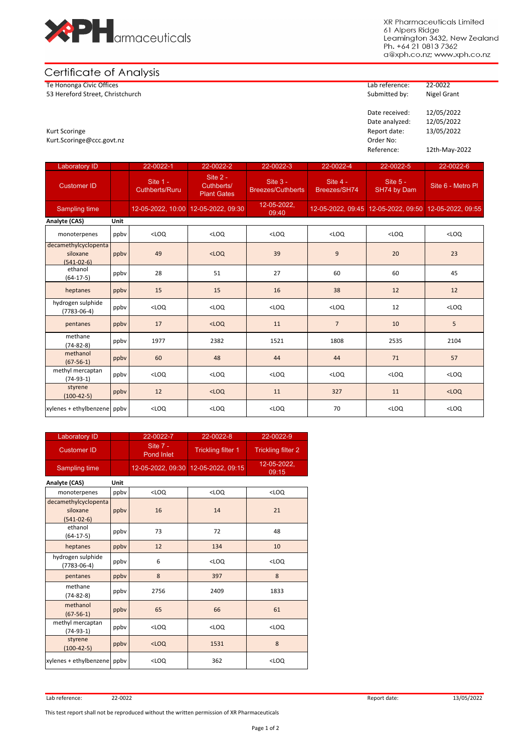XR Pharmaceuticals Limited
61 Alpers Ridge
Leamington 3432, New Zealand
Ph. +64 21 0813 7362
a@xph.co.nz; www.xph.co.nz

# Certificate of Analysis

Te Hononga Civic Offices
53 Hereford Street, Christchurch

Kurt Scoringe
Kurt.Scoringe@ccc.govt.nz

| | |
|---|---|
| Lab reference: | 22-0022 |
| Submitted by: | Nigel Grant |
| Date received: | 12/05/2022 |
| Date analyzed: | 12/05/2022 |
| Report date: | 13/05/2022 |
| Order No: | |
| Reference: | 12th-May-2022 |

| Laboratory ID | | 22-0022-1 | 22-0022-2 | 22-0022-3 | 22-0022-4 | 22-0022-5 | 22-0022-6 |
|---|---|---|---|---|---|---|---|
| Customer ID | | Site 1 - Cuthberts/Ruru | Site 2 - Cuthberts/ Plant Gates | Site 3 - Breezes/Cuthberts | Site 4 - Breezes/SH74 | Site 5 - SH74 by Dam | Site 6 - Metro Pl |
| Sampling time | | 12-05-2022, 10:00 | 12-05-2022, 09:30 | 12-05-2022, 09:40 | 12-05-2022, 09:45 | 12-05-2022, 09:50 | 12-05-2022, 09:55 |
| **Analyte (CAS)** | **Unit** | | | | | | |
| monoterpenes | ppbv | <LOQ | <LOQ | <LOQ | <LOQ | <LOQ | <LOQ |
| decamethylcyclopentasiloxane (541-02-6) | ppbv | 49 | <LOQ | 39 | 9 | 20 | 23 |
| ethanol (64-17-5) | ppbv | 28 | 51 | 27 | 60 | 60 | 45 |
| heptanes | ppbv | 15 | 15 | 16 | 38 | 12 | 12 |
| hydrogen sulphide (7783-06-4) | ppbv | <LOQ | <LOQ | <LOQ | <LOQ | 12 | <LOQ |
| pentanes | ppbv | 17 | <LOQ | 11 | 7 | 10 | 5 |
| methane (74-82-8) | ppbv | 1977 | 2382 | 1521 | 1808 | 2535 | 2104 |
| methanol (67-56-1) | ppbv | 60 | 48 | 44 | 44 | 71 | 57 |
| methyl mercaptan (74-93-1) | ppbv | <LOQ | <LOQ | <LOQ | <LOQ | <LOQ | <LOQ |
| styrene (100-42-5) | ppbv | 12 | <LOQ | 11 | 327 | 11 | <LOQ |
| xylenes + ethylbenzene | ppbv | <LOQ | <LOQ | <LOQ | 70 | <LOQ | <LOQ |

| Laboratory ID | | 22-0022-7 | 22-0022-8 | 22-0022-9 |
|---|---|---|---|---|
| Customer ID | | Site 7 - Pond Inlet | Trickling filter 1 | Trickling filter 2 |
| Sampling time | | 12-05-2022, 09:30 | 12-05-2022, 09:15 | 12-05-2022, 09:15 |
| **Analyte (CAS)** | **Unit** | | | |
| monoterpenes | ppbv | <LOQ | <LOQ | <LOQ |
| decamethylcyclopentasiloxane (541-02-6) | ppbv | 16 | 14 | 21 |
| ethanol (64-17-5) | ppbv | 73 | 72 | 48 |
| heptanes | ppbv | 12 | 134 | 10 |
| hydrogen sulphide (7783-06-4) | ppbv | 6 | <LOQ | <LOQ |
| pentanes | ppbv | 8 | 397 | 8 |
| methane (74-82-8) | ppbv | 2756 | 2409 | 1833 |
| methanol (67-56-1) | ppbv | 65 | 66 | 61 |
| methyl mercaptan (74-93-1) | ppbv | <LOQ | <LOQ | <LOQ |
| styrene (100-42-5) | ppbv | <LOQ | 1531 | 8 |
| xylenes + ethylbenzene | ppbv | <LOQ | 362 | <LOQ |

This test report shall not be reproduced without the written permission of XR Pharmaceuticals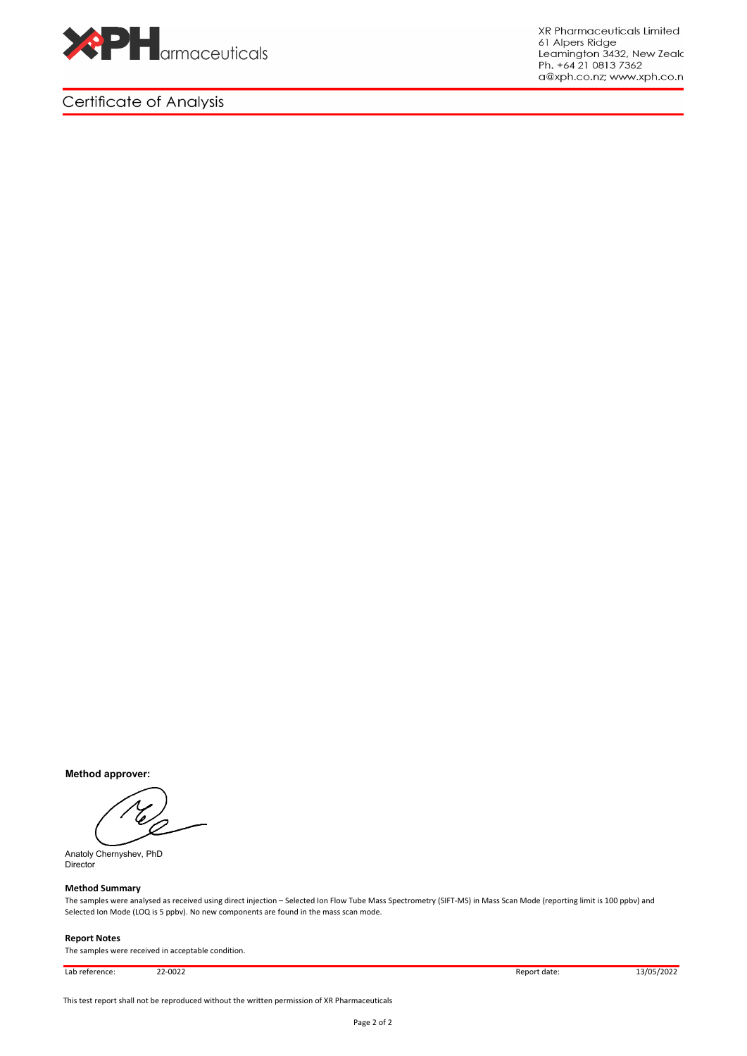Certificate of Analysis

**Method approver:**

Anatoly Chernyshev, PhD
Director

**Method Summary**

The samples were analysed as received using direct injection – Selected Ion Flow Tube Mass Spectrometry (SIFT-MS) in Mass Scan Mode (reporting limit is 100 ppbv) and Selected Ion Mode (LOQ is 5 ppbv). No new components are found in the mass scan mode.

**Report Notes**

The samples were received in acceptable condition.

Lab reference: 22-0022

Report date: 13/05/2022

This test report shall not be reproduced without the written permission of XR Pharmaceuticals